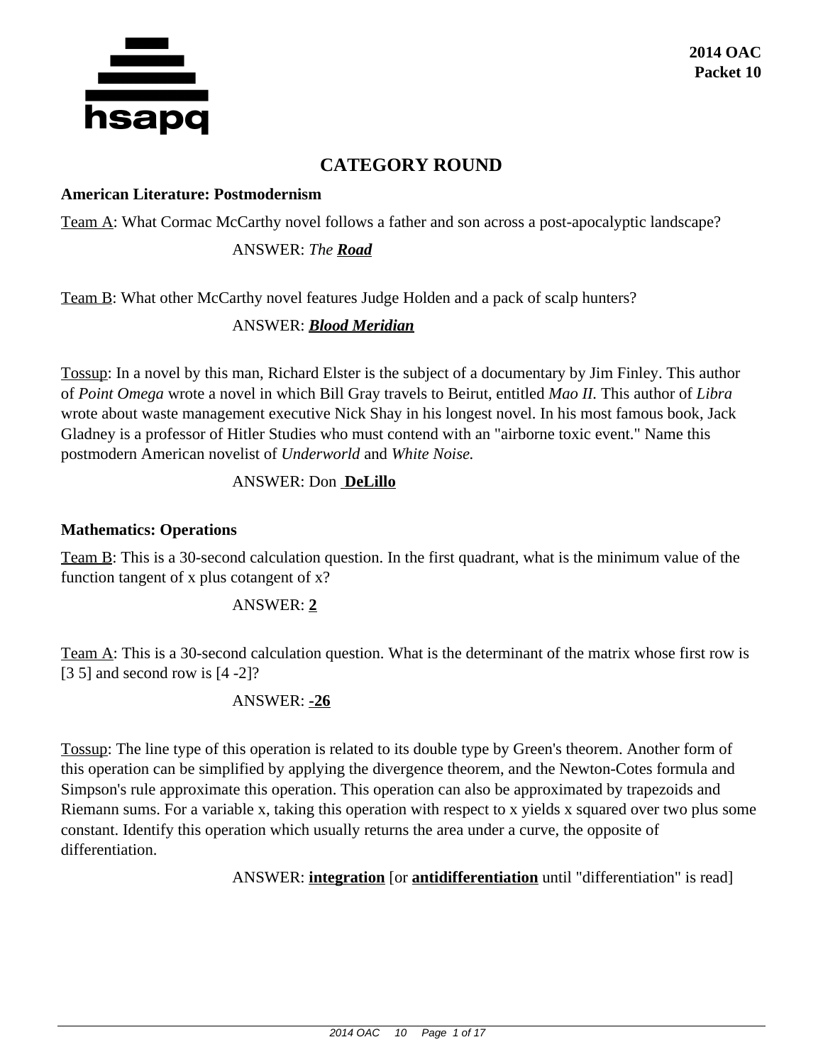**2014 OAC**
**Packet 10**

# CATEGORY ROUND

### American Literature: Postmodernism

Team A: What Cormac McCarthy novel follows a father and son across a post-apocalyptic landscape?

ANSWER: *The* ***Road***

Team B: What other McCarthy novel features Judge Holden and a pack of scalp hunters?

ANSWER: ***Blood Meridian***

Tossup: In a novel by this man, Richard Elster is the subject of a documentary by Jim Finley. This author of *Point Omega* wrote a novel in which Bill Gray travels to Beirut, entitled *Mao II.* This author of *Libra* wrote about waste management executive Nick Shay in his longest novel. In his most famous book, Jack Gladney is a professor of Hitler Studies who must contend with an "airborne toxic event." Name this postmodern American novelist of *Underworld* and *White Noise.*

ANSWER: Don **DeLillo**

### Mathematics: Operations

Team B: This is a 30-second calculation question. In the first quadrant, what is the minimum value of the function tangent of x plus cotangent of x?

ANSWER: **2**

Team A: This is a 30-second calculation question. What is the determinant of the matrix whose first row is [3 5] and second row is [4 -2]?

ANSWER: **-26**

Tossup: The line type of this operation is related to its double type by Green's theorem. Another form of this operation can be simplified by applying the divergence theorem, and the Newton-Cotes formula and Simpson's rule approximate this operation. This operation can also be approximated by trapezoids and Riemann sums. For a variable x, taking this operation with respect to x yields x squared over two plus some constant. Identify this operation which usually returns the area under a curve, the opposite of differentiation.

ANSWER: **integration** [or **antidifferentiation** until "differentiation" is read]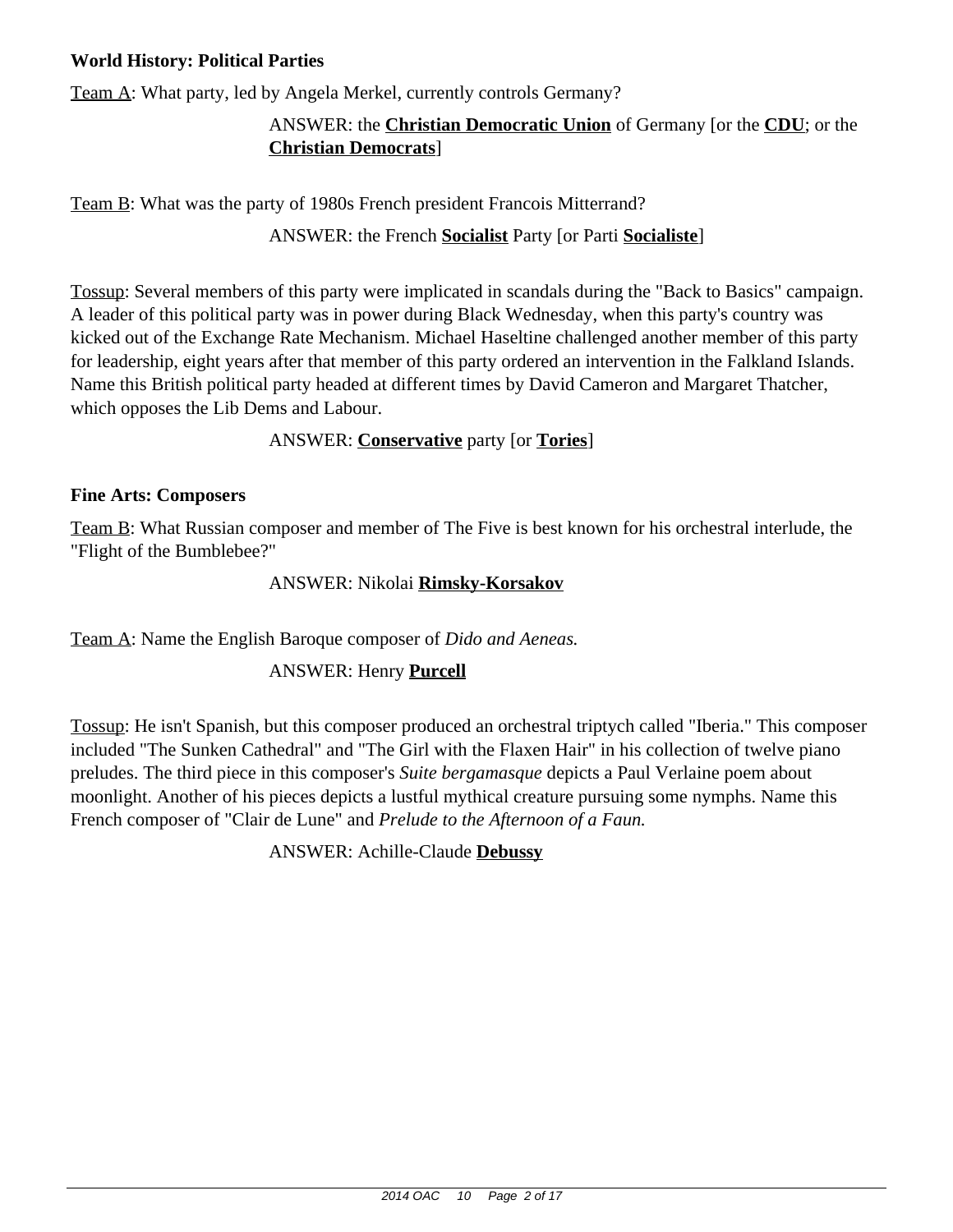**World History: Political Parties**

Team A: What party, led by Angela Merkel, currently controls Germany?

ANSWER: the **Christian Democratic Union** of Germany [or the **CDU**; or the **Christian Democrats**]

Team B: What was the party of 1980s French president Francois Mitterrand?

ANSWER: the French **Socialist** Party [or Parti **Socialiste**]

Tossup: Several members of this party were implicated in scandals during the "Back to Basics" campaign. A leader of this political party was in power during Black Wednesday, when this party's country was kicked out of the Exchange Rate Mechanism. Michael Haseltine challenged another member of this party for leadership, eight years after that member of this party ordered an intervention in the Falkland Islands. Name this British political party headed at different times by David Cameron and Margaret Thatcher, which opposes the Lib Dems and Labour.

ANSWER: **Conservative** party [or **Tories**]

**Fine Arts: Composers**

Team B: What Russian composer and member of The Five is best known for his orchestral interlude, the "Flight of the Bumblebee?"

ANSWER: Nikolai **Rimsky-Korsakov**

Team A: Name the English Baroque composer of *Dido and Aeneas.*

ANSWER: Henry **Purcell**

Tossup: He isn't Spanish, but this composer produced an orchestral triptych called "Iberia." This composer included "The Sunken Cathedral" and "The Girl with the Flaxen Hair" in his collection of twelve piano preludes. The third piece in this composer's *Suite bergamasque* depicts a Paul Verlaine poem about moonlight. Another of his pieces depicts a lustful mythical creature pursuing some nymphs. Name this French composer of "Clair de Lune" and *Prelude to the Afternoon of a Faun.*

ANSWER: Achille-Claude **Debussy**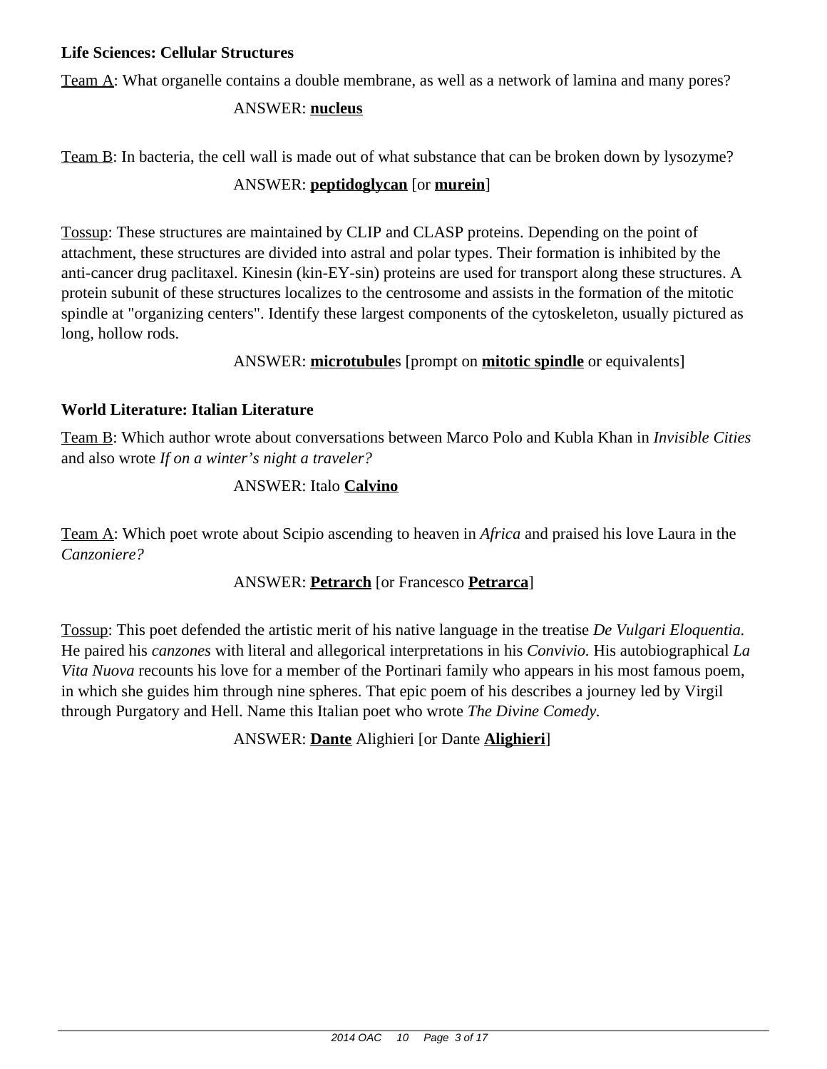**Life Sciences: Cellular Structures**

Team A: What organelle contains a double membrane, as well as a network of lamina and many pores?

ANSWER: **nucleus**

Team B: In bacteria, the cell wall is made out of what substance that can be broken down by lysozyme?

ANSWER: **peptidoglycan** [or **murein**]

Tossup: These structures are maintained by CLIP and CLASP proteins. Depending on the point of attachment, these structures are divided into astral and polar types. Their formation is inhibited by the anti-cancer drug paclitaxel. Kinesin (kin-EY-sin) proteins are used for transport along these structures. A protein subunit of these structures localizes to the centrosome and assists in the formation of the mitotic spindle at "organizing centers". Identify these largest components of the cytoskeleton, usually pictured as long, hollow rods.

ANSWER: **microtubule**s [prompt on **mitotic spindle** or equivalents]

**World Literature: Italian Literature**

Team B: Which author wrote about conversations between Marco Polo and Kubla Khan in *Invisible Cities* and also wrote *If on a winter's night a traveler?*

ANSWER: Italo **Calvino**

Team A: Which poet wrote about Scipio ascending to heaven in *Africa* and praised his love Laura in the *Canzoniere?*

ANSWER: **Petrarch** [or Francesco **Petrarca**]

Tossup: This poet defended the artistic merit of his native language in the treatise *De Vulgari Eloquentia.* He paired his *canzones* with literal and allegorical interpretations in his *Convivio.* His autobiographical *La Vita Nuova* recounts his love for a member of the Portinari family who appears in his most famous poem, in which she guides him through nine spheres. That epic poem of his describes a journey led by Virgil through Purgatory and Hell. Name this Italian poet who wrote *The Divine Comedy.*

ANSWER: **Dante** Alighieri [or Dante **Alighieri**]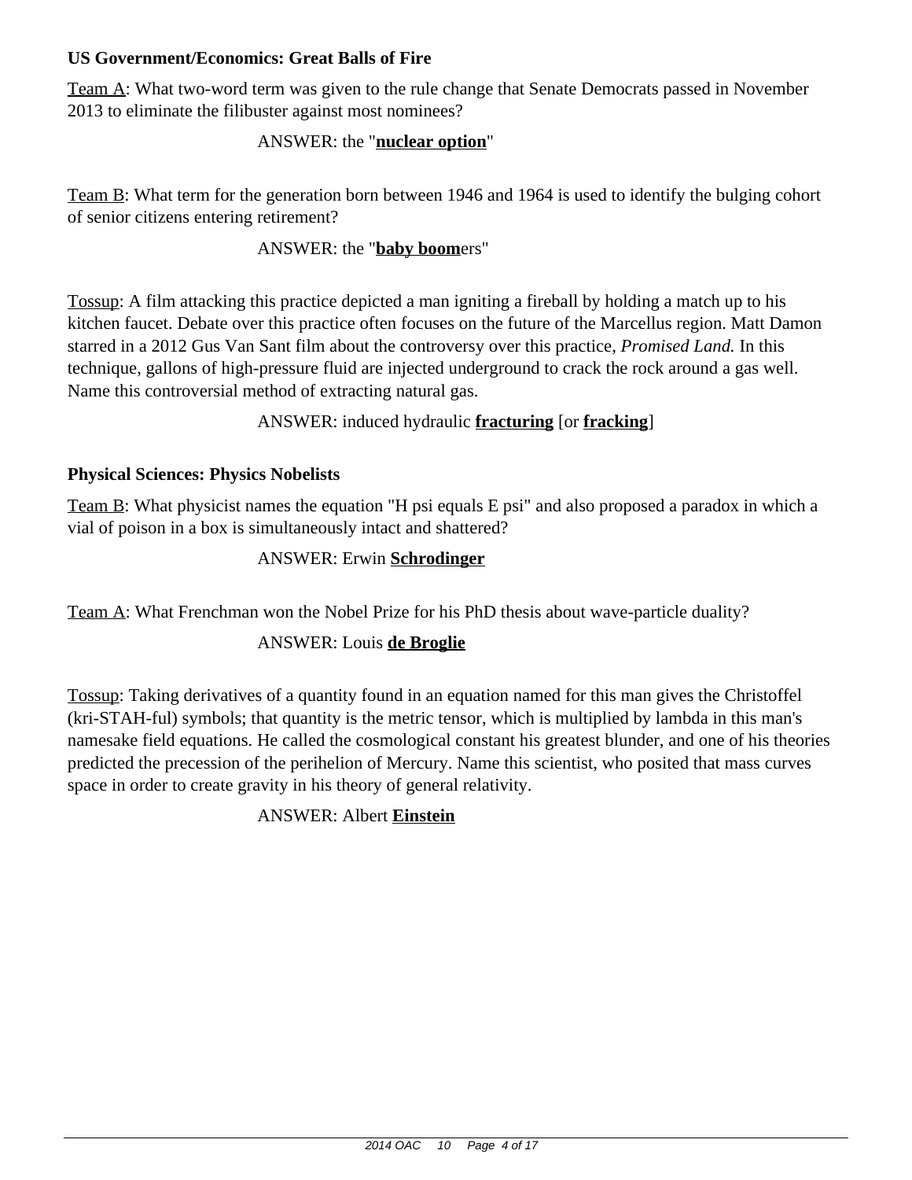**US Government/Economics: Great Balls of Fire**

Team A: What two-word term was given to the rule change that Senate Democrats passed in November 2013 to eliminate the filibuster against most nominees?

ANSWER: the "**nuclear option**"

Team B: What term for the generation born between 1946 and 1964 is used to identify the bulging cohort of senior citizens entering retirement?

ANSWER: the "**baby boom**ers"

Tossup: A film attacking this practice depicted a man igniting a fireball by holding a match up to his kitchen faucet. Debate over this practice often focuses on the future of the Marcellus region. Matt Damon starred in a 2012 Gus Van Sant film about the controversy over this practice, *Promised Land.* In this technique, gallons of high-pressure fluid are injected underground to crack the rock around a gas well. Name this controversial method of extracting natural gas.

ANSWER: induced hydraulic **fracturing** [or **fracking**]

**Physical Sciences: Physics Nobelists**

Team B: What physicist names the equation "H psi equals E psi" and also proposed a paradox in which a vial of poison in a box is simultaneously intact and shattered?

ANSWER: Erwin **Schrodinger**

Team A: What Frenchman won the Nobel Prize for his PhD thesis about wave-particle duality?

ANSWER: Louis **de Broglie**

Tossup: Taking derivatives of a quantity found in an equation named for this man gives the Christoffel (kri-STAH-ful) symbols; that quantity is the metric tensor, which is multiplied by lambda in this man's namesake field equations. He called the cosmological constant his greatest blunder, and one of his theories predicted the precession of the perihelion of Mercury. Name this scientist, who posited that mass curves space in order to create gravity in his theory of general relativity.

ANSWER: Albert **Einstein**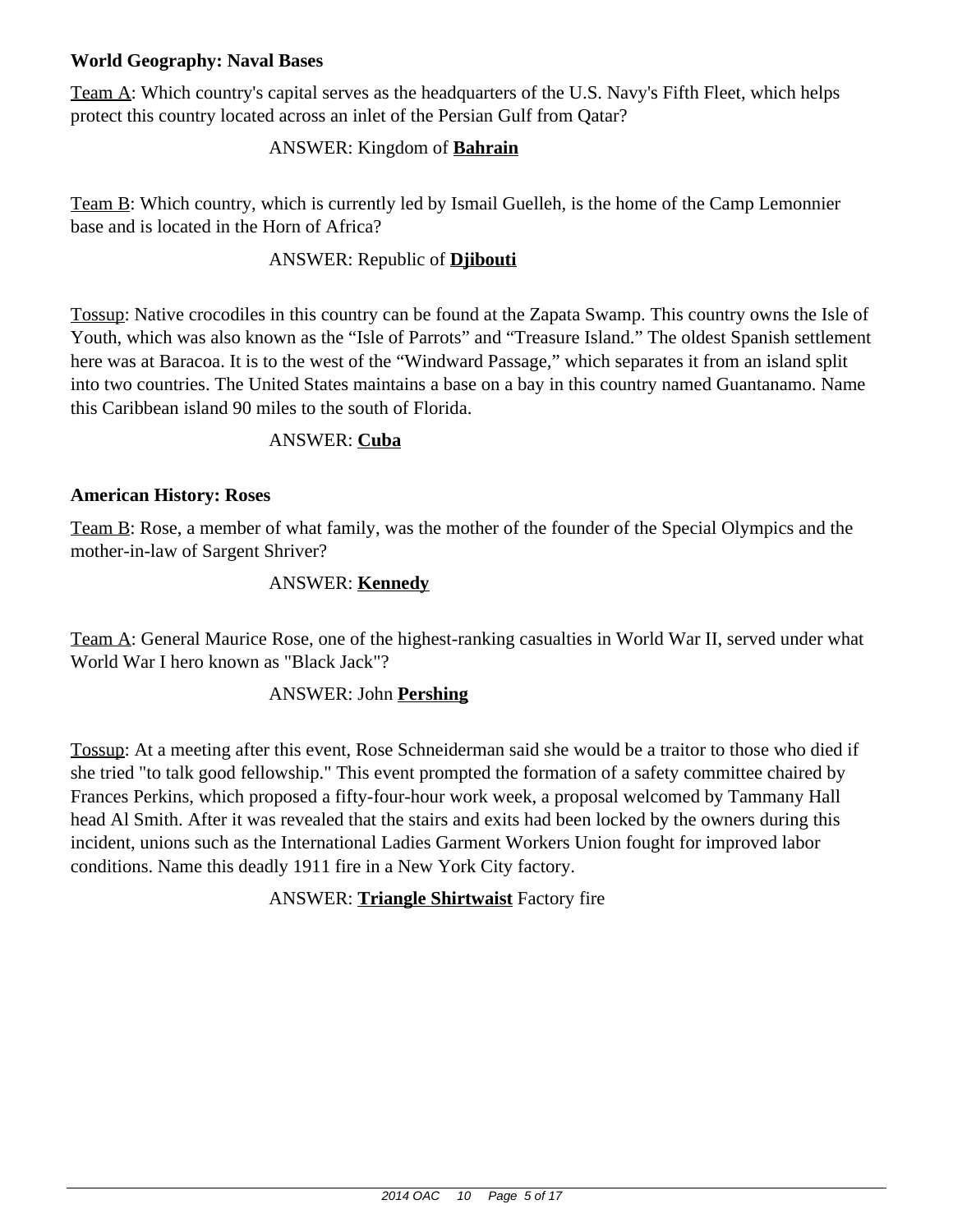**World Geography: Naval Bases**

Team A: Which country's capital serves as the headquarters of the U.S. Navy's Fifth Fleet, which helps protect this country located across an inlet of the Persian Gulf from Qatar?

ANSWER: Kingdom of **Bahrain**

Team B: Which country, which is currently led by Ismail Guelleh, is the home of the Camp Lemonnier base and is located in the Horn of Africa?

ANSWER: Republic of **Djibouti**

Tossup: Native crocodiles in this country can be found at the Zapata Swamp. This country owns the Isle of Youth, which was also known as the "Isle of Parrots" and "Treasure Island." The oldest Spanish settlement here was at Baracoa. It is to the west of the "Windward Passage," which separates it from an island split into two countries. The United States maintains a base on a bay in this country named Guantanamo. Name this Caribbean island 90 miles to the south of Florida.

ANSWER: **Cuba**

**American History: Roses**

Team B: Rose, a member of what family, was the mother of the founder of the Special Olympics and the mother-in-law of Sargent Shriver?

ANSWER: **Kennedy**

Team A: General Maurice Rose, one of the highest-ranking casualties in World War II, served under what World War I hero known as "Black Jack"?

ANSWER: John **Pershing**

Tossup: At a meeting after this event, Rose Schneiderman said she would be a traitor to those who died if she tried "to talk good fellowship." This event prompted the formation of a safety committee chaired by Frances Perkins, which proposed a fifty-four-hour work week, a proposal welcomed by Tammany Hall head Al Smith. After it was revealed that the stairs and exits had been locked by the owners during this incident, unions such as the International Ladies Garment Workers Union fought for improved labor conditions. Name this deadly 1911 fire in a New York City factory.

ANSWER: **Triangle Shirtwaist** Factory fire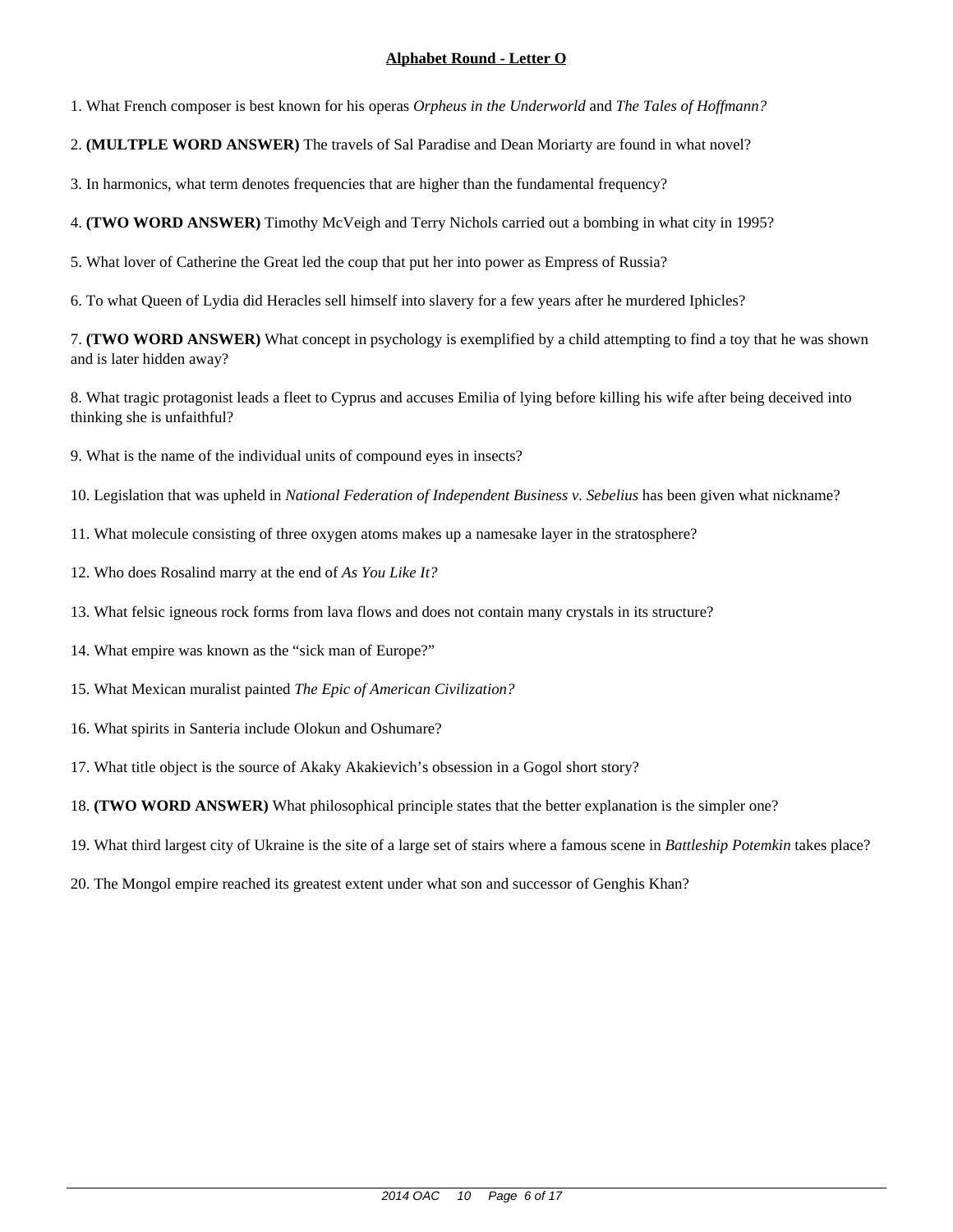**Alphabet Round - Letter O**

1. What French composer is best known for his operas *Orpheus in the Underworld* and *The Tales of Hoffmann?*

2. **(MULTPLE WORD ANSWER)** The travels of Sal Paradise and Dean Moriarty are found in what novel?

3. In harmonics, what term denotes frequencies that are higher than the fundamental frequency?

4. **(TWO WORD ANSWER)** Timothy McVeigh and Terry Nichols carried out a bombing in what city in 1995?

5. What lover of Catherine the Great led the coup that put her into power as Empress of Russia?

6. To what Queen of Lydia did Heracles sell himself into slavery for a few years after he murdered Iphicles?

7. **(TWO WORD ANSWER)** What concept in psychology is exemplified by a child attempting to find a toy that he was shown and is later hidden away?

8. What tragic protagonist leads a fleet to Cyprus and accuses Emilia of lying before killing his wife after being deceived into thinking she is unfaithful?

9. What is the name of the individual units of compound eyes in insects?

10. Legislation that was upheld in *National Federation of Independent Business v. Sebelius* has been given what nickname?

11. What molecule consisting of three oxygen atoms makes up a namesake layer in the stratosphere?

12. Who does Rosalind marry at the end of *As You Like It?*

13. What felsic igneous rock forms from lava flows and does not contain many crystals in its structure?

14. What empire was known as the "sick man of Europe?"

15. What Mexican muralist painted *The Epic of American Civilization?*

16. What spirits in Santeria include Olokun and Oshumare?

17. What title object is the source of Akaky Akakievich's obsession in a Gogol short story?

18. **(TWO WORD ANSWER)** What philosophical principle states that the better explanation is the simpler one?

19. What third largest city of Ukraine is the site of a large set of stairs where a famous scene in *Battleship Potemkin* takes place?

20. The Mongol empire reached its greatest extent under what son and successor of Genghis Khan?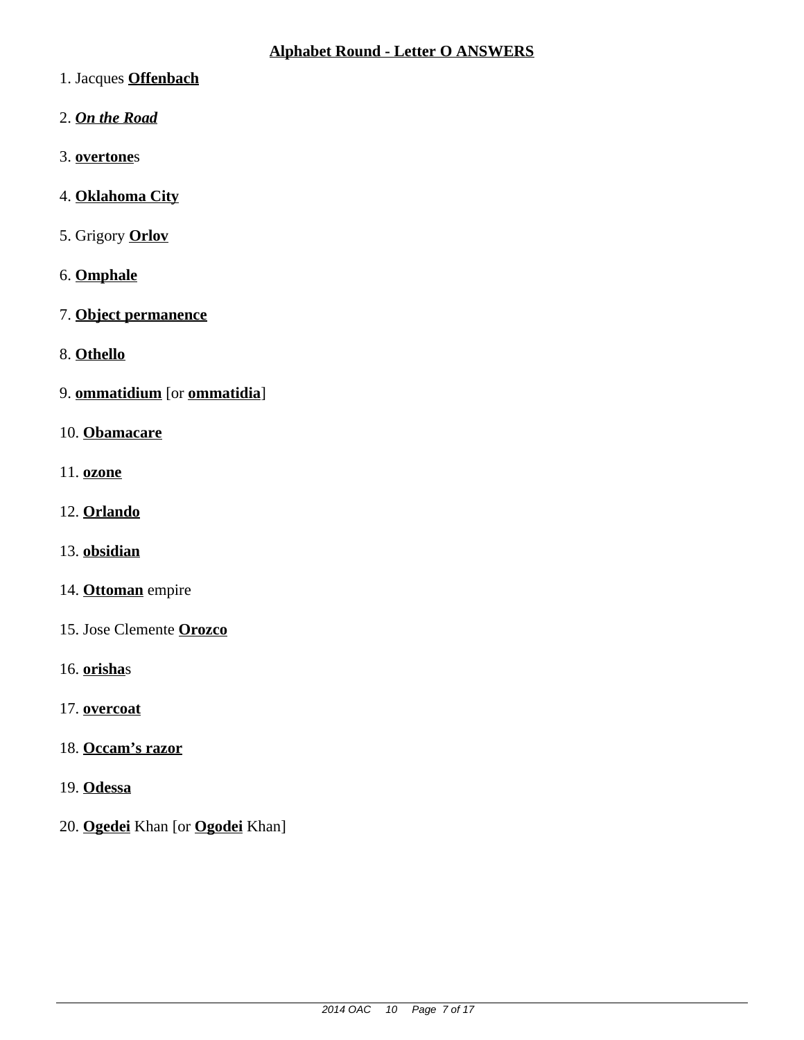## Alphabet Round - Letter O ANSWERS

1. Jacques **Offenbach**

2. ***On the Road***

3. **overtone**s

4. **Oklahoma City**

5. Grigory **Orlov**

6. **Omphale**

7. **Object permanence**

8. **Othello**

9. **ommatidium** [or **ommatidia**]

10. **Obamacare**

11. **ozone**

12. **Orlando**

13. **obsidian**

14. **Ottoman** empire

15. Jose Clemente **Orozco**

16. **orisha**s

17. **overcoat**

18. **Occam's razor**

19. **Odessa**

20. **Ogedei** Khan [or **Ogodei** Khan]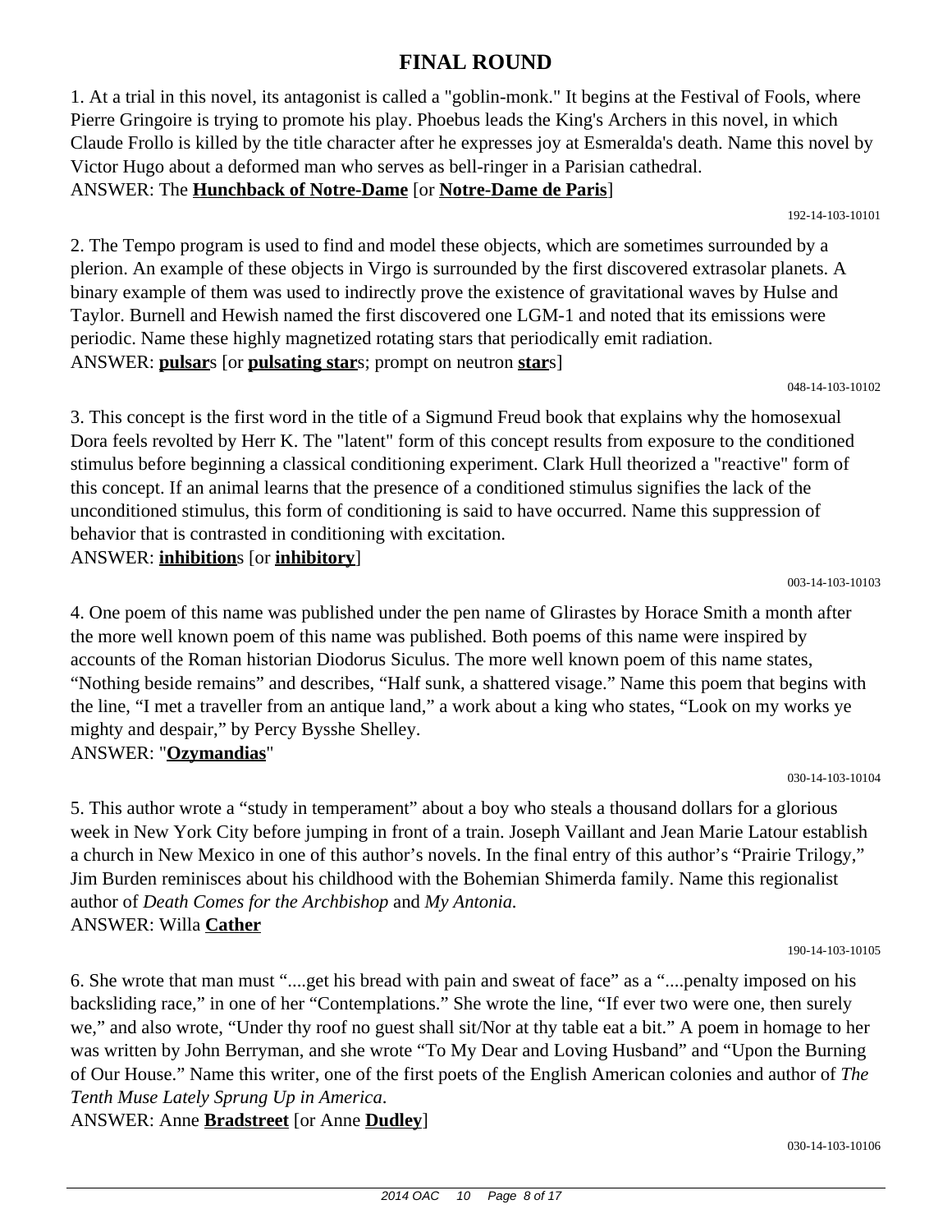# FINAL ROUND

1. At a trial in this novel, its antagonist is called a "goblin-monk." It begins at the Festival of Fools, where Pierre Gringoire is trying to promote his play. Phoebus leads the King's Archers in this novel, in which Claude Frollo is killed by the title character after he expresses joy at Esmeralda's death. Name this novel by Victor Hugo about a deformed man who serves as bell-ringer in a Parisian cathedral.
ANSWER: The **Hunchback of Notre-Dame** [or **Notre-Dame de Paris**]

192-14-103-10101

2. The Tempo program is used to find and model these objects, which are sometimes surrounded by a plerion. An example of these objects in Virgo is surrounded by the first discovered extrasolar planets. A binary example of them was used to indirectly prove the existence of gravitational waves by Hulse and Taylor. Burnell and Hewish named the first discovered one LGM-1 and noted that its emissions were periodic. Name these highly magnetized rotating stars that periodically emit radiation.
ANSWER: **pulsar**s [or **pulsating star**s; prompt on neutron **star**s]

048-14-103-10102

3. This concept is the first word in the title of a Sigmund Freud book that explains why the homosexual Dora feels revolted by Herr K. The "latent" form of this concept results from exposure to the conditioned stimulus before beginning a classical conditioning experiment. Clark Hull theorized a "reactive" form of this concept. If an animal learns that the presence of a conditioned stimulus signifies the lack of the unconditioned stimulus, this form of conditioning is said to have occurred. Name this suppression of behavior that is contrasted in conditioning with excitation.
ANSWER: **inhibition**s [or **inhibitory**]

003-14-103-10103

4. One poem of this name was published under the pen name of Glirastes by Horace Smith a month after the more well known poem of this name was published. Both poems of this name were inspired by accounts of the Roman historian Diodorus Siculus. The more well known poem of this name states, "Nothing beside remains" and describes, "Half sunk, a shattered visage." Name this poem that begins with the line, "I met a traveller from an antique land," a work about a king who states, "Look on my works ye mighty and despair," by Percy Bysshe Shelley.
ANSWER: "**Ozymandias**"

030-14-103-10104

5. This author wrote a "study in temperament" about a boy who steals a thousand dollars for a glorious week in New York City before jumping in front of a train. Joseph Vaillant and Jean Marie Latour establish a church in New Mexico in one of this author's novels. In the final entry of this author's "Prairie Trilogy," Jim Burden reminisces about his childhood with the Bohemian Shimerda family. Name this regionalist author of *Death Comes for the Archbishop* and *My Antonia.*
ANSWER: Willa **Cather**

190-14-103-10105

6. She wrote that man must "....get his bread with pain and sweat of face" as a "....penalty imposed on his backsliding race," in one of her "Contemplations." She wrote the line, "If ever two were one, then surely we," and also wrote, "Under thy roof no guest shall sit/Nor at thy table eat a bit." A poem in homage to her was written by John Berryman, and she wrote "To My Dear and Loving Husband" and "Upon the Burning of Our House." Name this writer, one of the first poets of the English American colonies and author of *The Tenth Muse Lately Sprung Up in America*.
ANSWER: Anne **Bradstreet** [or Anne **Dudley**]

030-14-103-10106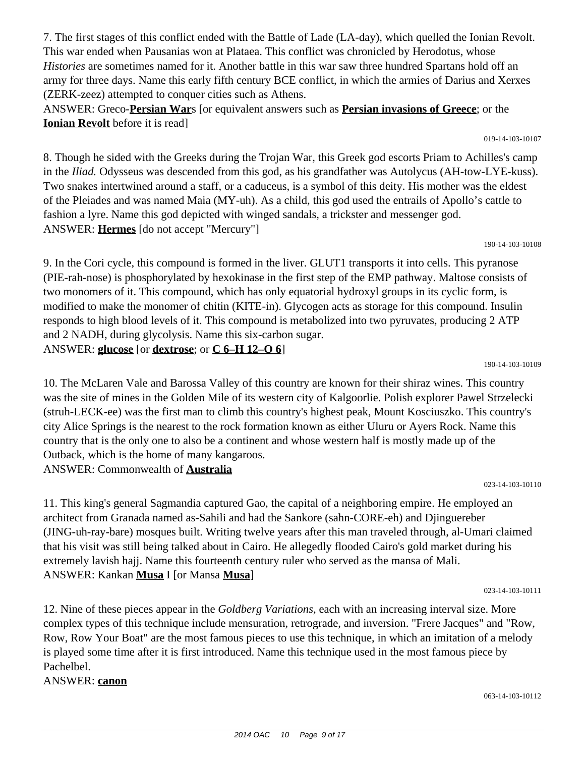7. The first stages of this conflict ended with the Battle of Lade (LA-day), which quelled the Ionian Revolt. This war ended when Pausanias won at Plataea. This conflict was chronicled by Herodotus, whose *Histories* are sometimes named for it. Another battle in this war saw three hundred Spartans hold off an army for three days. Name this early fifth century BCE conflict, in which the armies of Darius and Xerxes (ZERK-zeez) attempted to conquer cities such as Athens.

ANSWER: Greco-**Persian War**s [or equivalent answers such as **Persian invasions of Greece**; or the **Ionian Revolt** before it is read]

019-14-103-10107

8. Though he sided with the Greeks during the Trojan War, this Greek god escorts Priam to Achilles's camp in the *Iliad.* Odysseus was descended from this god, as his grandfather was Autolycus (AH-tow-LYE-kuss). Two snakes intertwined around a staff, or a caduceus, is a symbol of this deity. His mother was the eldest of the Pleiades and was named Maia (MY-uh). As a child, this god used the entrails of Apollo's cattle to fashion a lyre. Name this god depicted with winged sandals, a trickster and messenger god.

ANSWER: **Hermes** [do not accept "Mercury"]

190-14-103-10108

9. In the Cori cycle, this compound is formed in the liver. GLUT1 transports it into cells. This pyranose (PIE-rah-nose) is phosphorylated by hexokinase in the first step of the EMP pathway. Maltose consists of two monomers of it. This compound, which has only equatorial hydroxyl groups in its cyclic form, is modified to make the monomer of chitin (KITE-in). Glycogen acts as storage for this compound. Insulin responds to high blood levels of it. This compound is metabolized into two pyruvates, producing 2 ATP and 2 NADH, during glycolysis. Name this six-carbon sugar.

ANSWER: **glucose** [or **dextrose**; or **C 6–H 12–O 6**]

190-14-103-10109

10. The McLaren Vale and Barossa Valley of this country are known for their shiraz wines. This country was the site of mines in the Golden Mile of its western city of Kalgoorlie. Polish explorer Pawel Strzelecki (struh-LECK-ee) was the first man to climb this country's highest peak, Mount Kosciuszko. This country's city Alice Springs is the nearest to the rock formation known as either Uluru or Ayers Rock. Name this country that is the only one to also be a continent and whose western half is mostly made up of the Outback, which is the home of many kangaroos.

ANSWER: Commonwealth of **Australia**

023-14-103-10110

11. This king's general Sagmandia captured Gao, the capital of a neighboring empire. He employed an architect from Granada named as-Sahili and had the Sankore (sahn-CORE-eh) and Djinguereber (JING-uh-ray-bare) mosques built. Writing twelve years after this man traveled through, al-Umari claimed that his visit was still being talked about in Cairo. He allegedly flooded Cairo's gold market during his extremely lavish hajj. Name this fourteenth century ruler who served as the mansa of Mali.

ANSWER: Kankan **Musa** I [or Mansa **Musa**]

023-14-103-10111

12. Nine of these pieces appear in the *Goldberg Variations*, each with an increasing interval size. More complex types of this technique include mensuration, retrograde, and inversion. "Frere Jacques" and "Row, Row, Row Your Boat" are the most famous pieces to use this technique, in which an imitation of a melody is played some time after it is first introduced. Name this technique used in the most famous piece by Pachelbel.

ANSWER: **canon**

063-14-103-10112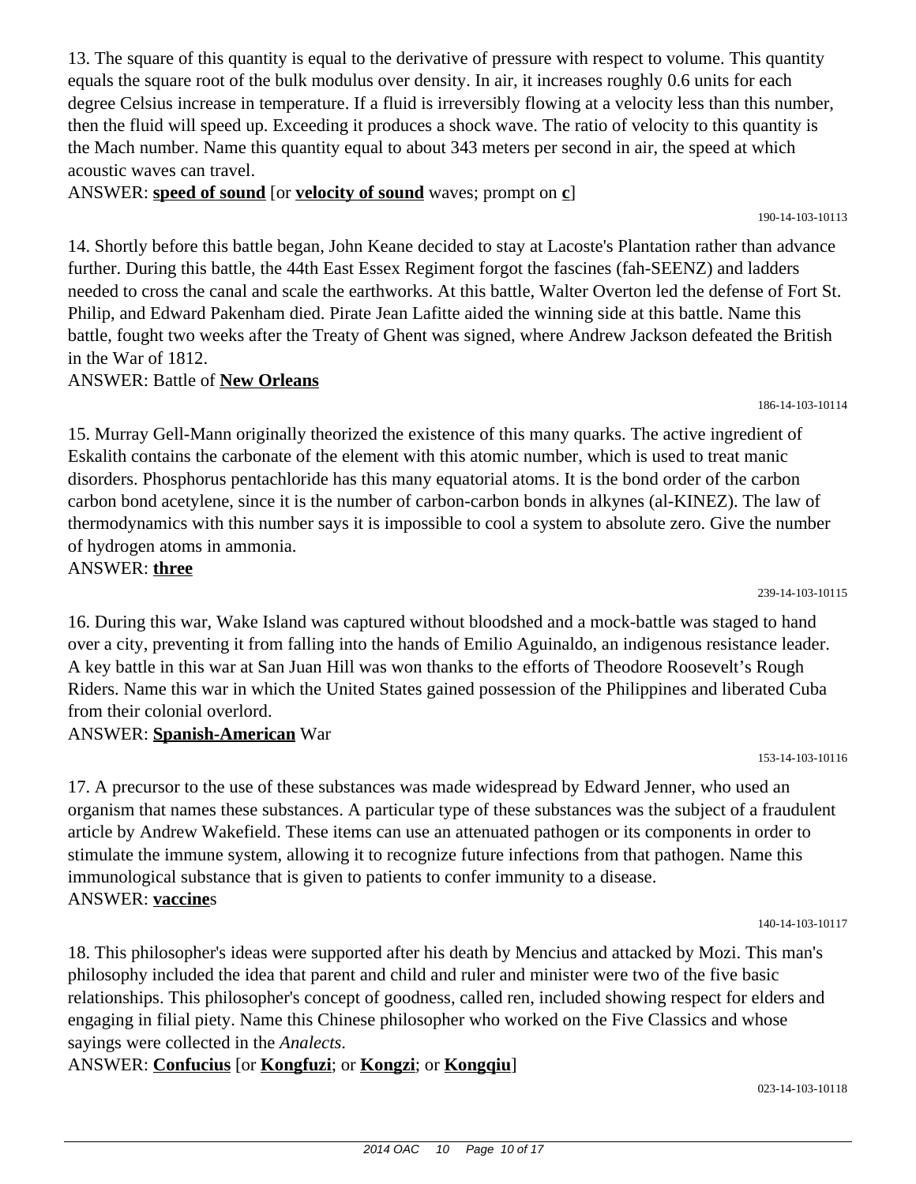13. The square of this quantity is equal to the derivative of pressure with respect to volume. This quantity equals the square root of the bulk modulus over density. In air, it increases roughly 0.6 units for each degree Celsius increase in temperature. If a fluid is irreversibly flowing at a velocity less than this number, then the fluid will speed up. Exceeding it produces a shock wave. The ratio of velocity to this quantity is the Mach number. Name this quantity equal to about 343 meters per second in air, the speed at which acoustic waves can travel.

ANSWER: **speed of sound** [or **velocity of sound** waves; prompt on **c**]

190-14-103-10113

14. Shortly before this battle began, John Keane decided to stay at Lacoste's Plantation rather than advance further. During this battle, the 44th East Essex Regiment forgot the fascines (fah-SEENZ) and ladders needed to cross the canal and scale the earthworks. At this battle, Walter Overton led the defense of Fort St. Philip, and Edward Pakenham died. Pirate Jean Lafitte aided the winning side at this battle. Name this battle, fought two weeks after the Treaty of Ghent was signed, where Andrew Jackson defeated the British in the War of 1812.

ANSWER: Battle of **New Orleans**

186-14-103-10114

15. Murray Gell-Mann originally theorized the existence of this many quarks. The active ingredient of Eskalith contains the carbonate of the element with this atomic number, which is used to treat manic disorders. Phosphorus pentachloride has this many equatorial atoms. It is the bond order of the carbon carbon bond acetylene, since it is the number of carbon-carbon bonds in alkynes (al-KINEZ). The law of thermodynamics with this number says it is impossible to cool a system to absolute zero. Give the number of hydrogen atoms in ammonia.

ANSWER: **three**

239-14-103-10115

16. During this war, Wake Island was captured without bloodshed and a mock-battle was staged to hand over a city, preventing it from falling into the hands of Emilio Aguinaldo, an indigenous resistance leader. A key battle in this war at San Juan Hill was won thanks to the efforts of Theodore Roosevelt's Rough Riders. Name this war in which the United States gained possession of the Philippines and liberated Cuba from their colonial overlord.

ANSWER: **Spanish-American** War

153-14-103-10116

17. A precursor to the use of these substances was made widespread by Edward Jenner, who used an organism that names these substances. A particular type of these substances was the subject of a fraudulent article by Andrew Wakefield. These items can use an attenuated pathogen or its components in order to stimulate the immune system, allowing it to recognize future infections from that pathogen. Name this immunological substance that is given to patients to confer immunity to a disease.

ANSWER: **vaccine**s

140-14-103-10117

18. This philosopher's ideas were supported after his death by Mencius and attacked by Mozi. This man's philosophy included the idea that parent and child and ruler and minister were two of the five basic relationships. This philosopher's concept of goodness, called ren, included showing respect for elders and engaging in filial piety. Name this Chinese philosopher who worked on the Five Classics and whose sayings were collected in the *Analects*.

ANSWER: **Confucius** [or **Kongfuzi**; or **Kongzi**; or **Kongqiu**]

023-14-103-10118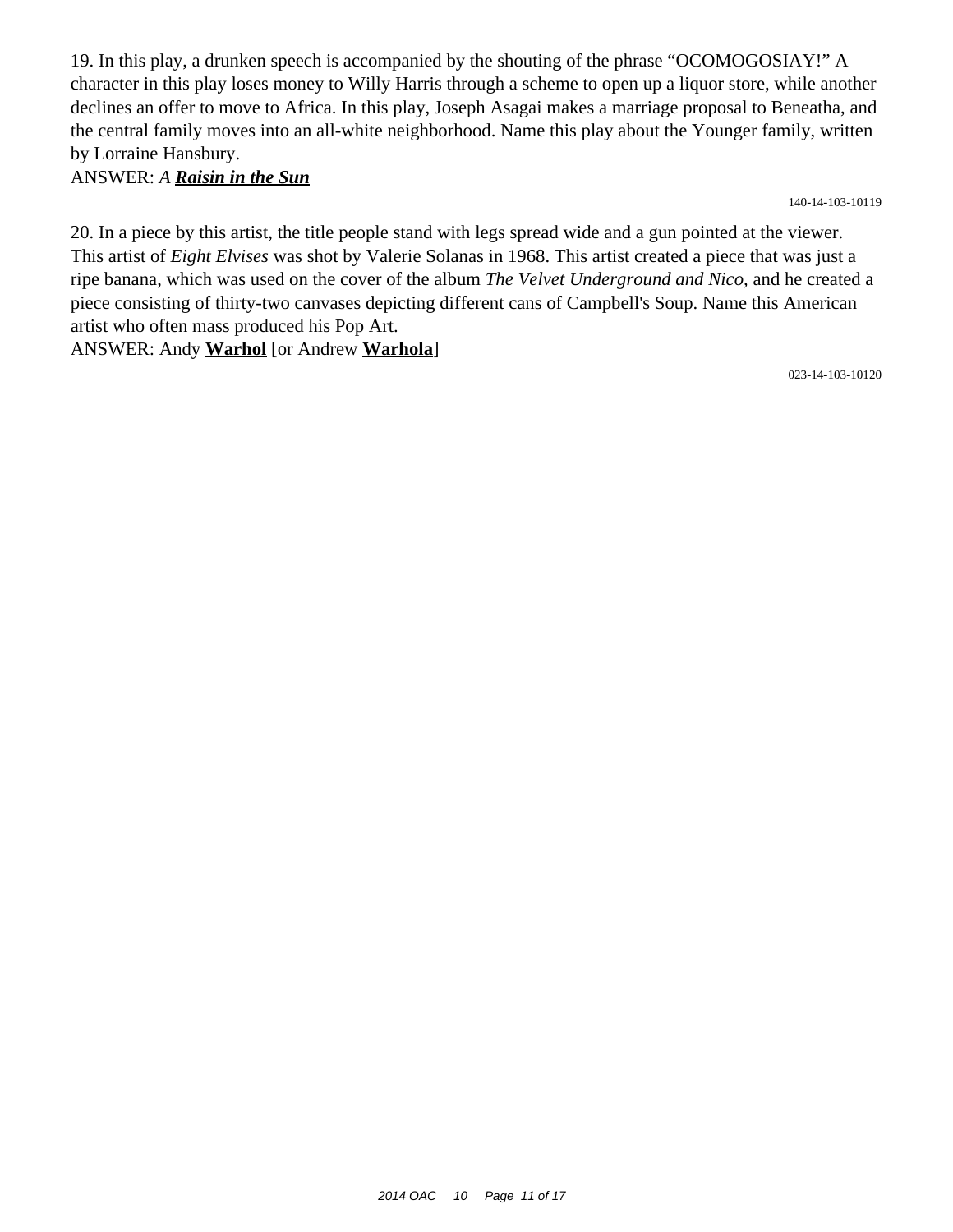19. In this play, a drunken speech is accompanied by the shouting of the phrase "OCOMOGOSIAY!" A character in this play loses money to Willy Harris through a scheme to open up a liquor store, while another declines an offer to move to Africa. In this play, Joseph Asagai makes a marriage proposal to Beneatha, and the central family moves into an all-white neighborhood. Name this play about the Younger family, written by Lorraine Hansbury.

ANSWER: *A* ***Raisin in the Sun***

140-14-103-10119

20. In a piece by this artist, the title people stand with legs spread wide and a gun pointed at the viewer. This artist of *Eight Elvises* was shot by Valerie Solanas in 1968. This artist created a piece that was just a ripe banana, which was used on the cover of the album *The Velvet Underground and Nico,* and he created a piece consisting of thirty-two canvases depicting different cans of Campbell's Soup. Name this American artist who often mass produced his Pop Art.

ANSWER: Andy **Warhol** [or Andrew **Warhola**]

023-14-103-10120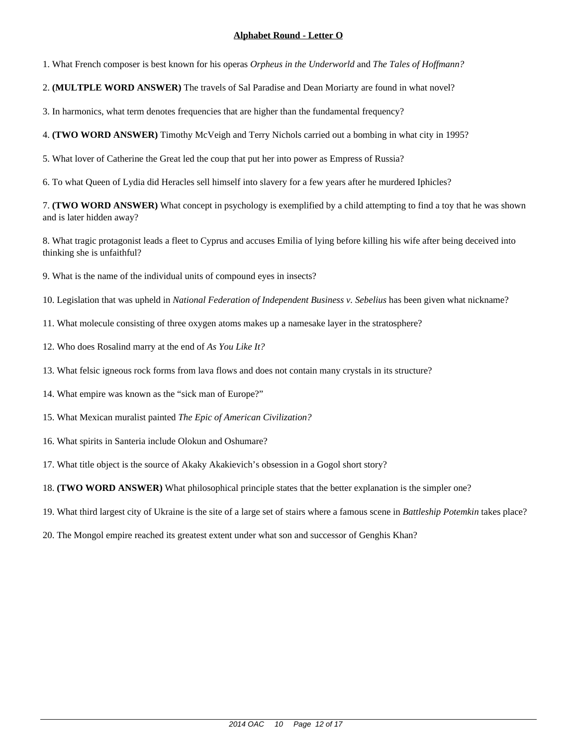## Alphabet Round - Letter O

1. What French composer is best known for his operas *Orpheus in the Underworld* and *The Tales of Hoffmann?*

2. **(MULTPLE WORD ANSWER)** The travels of Sal Paradise and Dean Moriarty are found in what novel?

3. In harmonics, what term denotes frequencies that are higher than the fundamental frequency?

4. **(TWO WORD ANSWER)** Timothy McVeigh and Terry Nichols carried out a bombing in what city in 1995?

5. What lover of Catherine the Great led the coup that put her into power as Empress of Russia?

6. To what Queen of Lydia did Heracles sell himself into slavery for a few years after he murdered Iphicles?

7. **(TWO WORD ANSWER)** What concept in psychology is exemplified by a child attempting to find a toy that he was shown and is later hidden away?

8. What tragic protagonist leads a fleet to Cyprus and accuses Emilia of lying before killing his wife after being deceived into thinking she is unfaithful?

9. What is the name of the individual units of compound eyes in insects?

10. Legislation that was upheld in *National Federation of Independent Business v. Sebelius* has been given what nickname?

11. What molecule consisting of three oxygen atoms makes up a namesake layer in the stratosphere?

12. Who does Rosalind marry at the end of *As You Like It?*

13. What felsic igneous rock forms from lava flows and does not contain many crystals in its structure?

14. What empire was known as the "sick man of Europe?"

15. What Mexican muralist painted *The Epic of American Civilization?*

16. What spirits in Santeria include Olokun and Oshumare?

17. What title object is the source of Akaky Akakievich's obsession in a Gogol short story?

18. **(TWO WORD ANSWER)** What philosophical principle states that the better explanation is the simpler one?

19. What third largest city of Ukraine is the site of a large set of stairs where a famous scene in *Battleship Potemkin* takes place?

20. The Mongol empire reached its greatest extent under what son and successor of Genghis Khan?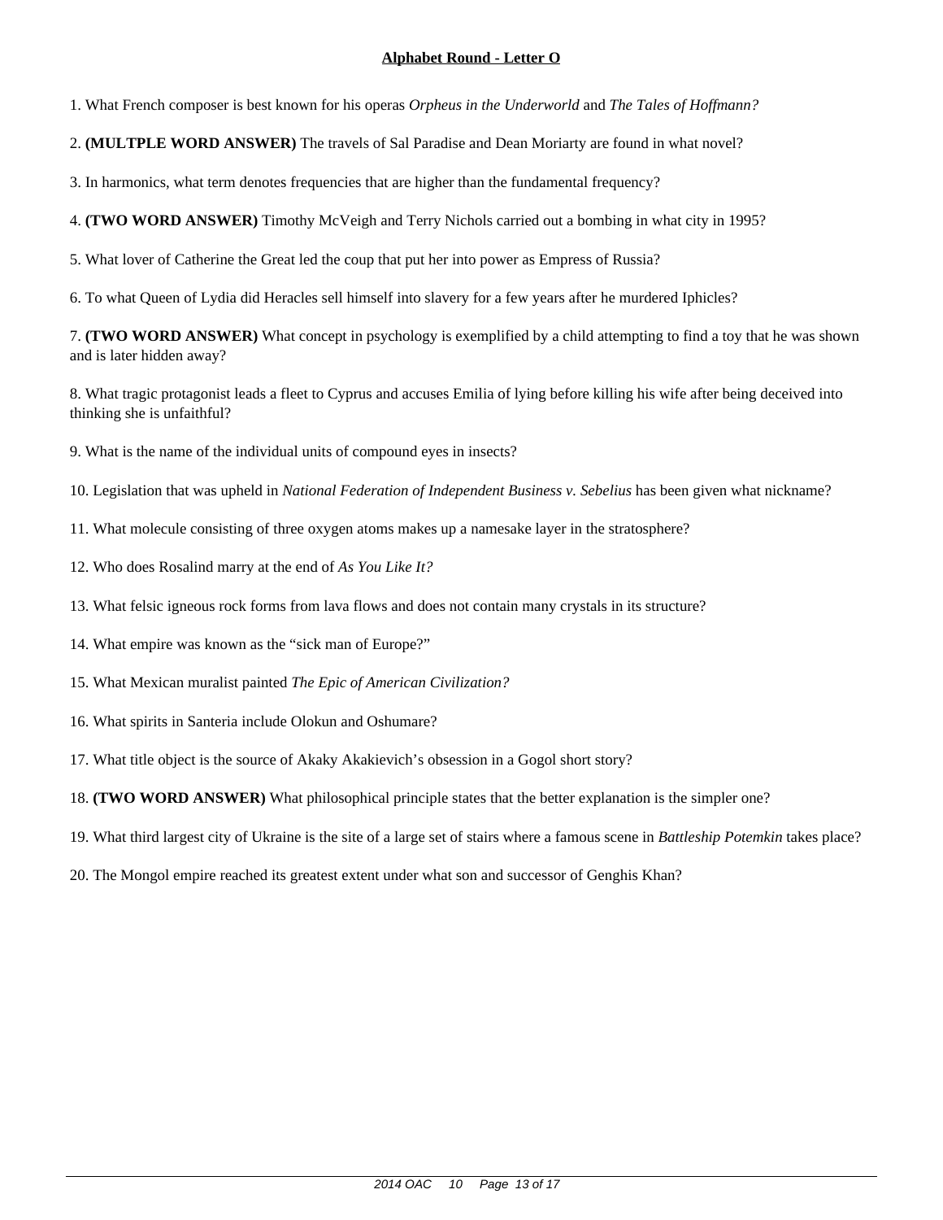# Alphabet Round - Letter O

1. What French composer is best known for his operas *Orpheus in the Underworld* and *The Tales of Hoffmann?*

2. **(MULTPLE WORD ANSWER)** The travels of Sal Paradise and Dean Moriarty are found in what novel?

3. In harmonics, what term denotes frequencies that are higher than the fundamental frequency?

4. **(TWO WORD ANSWER)** Timothy McVeigh and Terry Nichols carried out a bombing in what city in 1995?

5. What lover of Catherine the Great led the coup that put her into power as Empress of Russia?

6. To what Queen of Lydia did Heracles sell himself into slavery for a few years after he murdered Iphicles?

7. **(TWO WORD ANSWER)** What concept in psychology is exemplified by a child attempting to find a toy that he was shown and is later hidden away?

8. What tragic protagonist leads a fleet to Cyprus and accuses Emilia of lying before killing his wife after being deceived into thinking she is unfaithful?

9. What is the name of the individual units of compound eyes in insects?

10. Legislation that was upheld in *National Federation of Independent Business v. Sebelius* has been given what nickname?

11. What molecule consisting of three oxygen atoms makes up a namesake layer in the stratosphere?

12. Who does Rosalind marry at the end of *As You Like It?*

13. What felsic igneous rock forms from lava flows and does not contain many crystals in its structure?

14. What empire was known as the "sick man of Europe?"

15. What Mexican muralist painted *The Epic of American Civilization?*

16. What spirits in Santeria include Olokun and Oshumare?

17. What title object is the source of Akaky Akakievich's obsession in a Gogol short story?

18. **(TWO WORD ANSWER)** What philosophical principle states that the better explanation is the simpler one?

19. What third largest city of Ukraine is the site of a large set of stairs where a famous scene in *Battleship Potemkin* takes place?

20. The Mongol empire reached its greatest extent under what son and successor of Genghis Khan?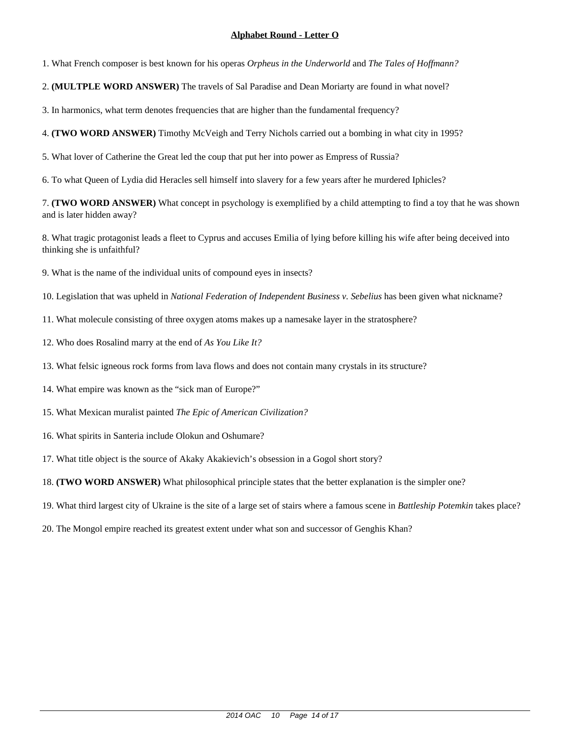**Alphabet Round - Letter O**

1. What French composer is best known for his operas *Orpheus in the Underworld* and *The Tales of Hoffmann?*

2. **(MULTPLE WORD ANSWER)** The travels of Sal Paradise and Dean Moriarty are found in what novel?

3. In harmonics, what term denotes frequencies that are higher than the fundamental frequency?

4. **(TWO WORD ANSWER)** Timothy McVeigh and Terry Nichols carried out a bombing in what city in 1995?

5. What lover of Catherine the Great led the coup that put her into power as Empress of Russia?

6. To what Queen of Lydia did Heracles sell himself into slavery for a few years after he murdered Iphicles?

7. **(TWO WORD ANSWER)** What concept in psychology is exemplified by a child attempting to find a toy that he was shown and is later hidden away?

8. What tragic protagonist leads a fleet to Cyprus and accuses Emilia of lying before killing his wife after being deceived into thinking she is unfaithful?

9. What is the name of the individual units of compound eyes in insects?

10. Legislation that was upheld in *National Federation of Independent Business v. Sebelius* has been given what nickname?

11. What molecule consisting of three oxygen atoms makes up a namesake layer in the stratosphere?

12. Who does Rosalind marry at the end of *As You Like It?*

13. What felsic igneous rock forms from lava flows and does not contain many crystals in its structure?

14. What empire was known as the "sick man of Europe?"

15. What Mexican muralist painted *The Epic of American Civilization?*

16. What spirits in Santeria include Olokun and Oshumare?

17. What title object is the source of Akaky Akakievich's obsession in a Gogol short story?

18. **(TWO WORD ANSWER)** What philosophical principle states that the better explanation is the simpler one?

19. What third largest city of Ukraine is the site of a large set of stairs where a famous scene in *Battleship Potemkin* takes place?

20. The Mongol empire reached its greatest extent under what son and successor of Genghis Khan?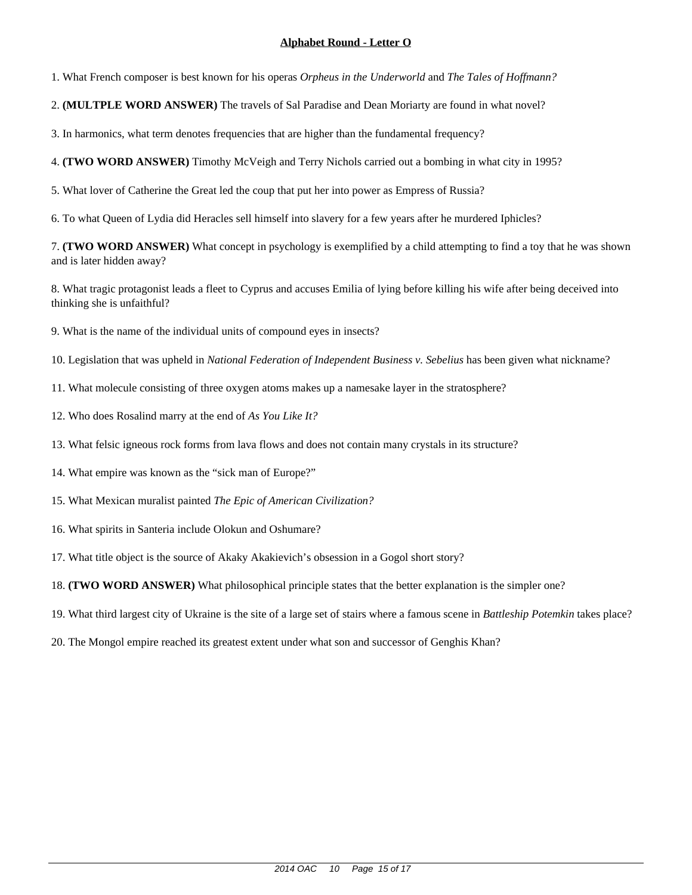**Alphabet Round - Letter O**

1. What French composer is best known for his operas *Orpheus in the Underworld* and *The Tales of Hoffmann?*

2. **(MULTPLE WORD ANSWER)** The travels of Sal Paradise and Dean Moriarty are found in what novel?

3. In harmonics, what term denotes frequencies that are higher than the fundamental frequency?

4. **(TWO WORD ANSWER)** Timothy McVeigh and Terry Nichols carried out a bombing in what city in 1995?

5. What lover of Catherine the Great led the coup that put her into power as Empress of Russia?

6. To what Queen of Lydia did Heracles sell himself into slavery for a few years after he murdered Iphicles?

7. **(TWO WORD ANSWER)** What concept in psychology is exemplified by a child attempting to find a toy that he was shown and is later hidden away?

8. What tragic protagonist leads a fleet to Cyprus and accuses Emilia of lying before killing his wife after being deceived into thinking she is unfaithful?

9. What is the name of the individual units of compound eyes in insects?

10. Legislation that was upheld in *National Federation of Independent Business v. Sebelius* has been given what nickname?

11. What molecule consisting of three oxygen atoms makes up a namesake layer in the stratosphere?

12. Who does Rosalind marry at the end of *As You Like It?*

13. What felsic igneous rock forms from lava flows and does not contain many crystals in its structure?

14. What empire was known as the "sick man of Europe?"

15. What Mexican muralist painted *The Epic of American Civilization?*

16. What spirits in Santeria include Olokun and Oshumare?

17. What title object is the source of Akaky Akakievich's obsession in a Gogol short story?

18. **(TWO WORD ANSWER)** What philosophical principle states that the better explanation is the simpler one?

19. What third largest city of Ukraine is the site of a large set of stairs where a famous scene in *Battleship Potemkin* takes place?

20. The Mongol empire reached its greatest extent under what son and successor of Genghis Khan?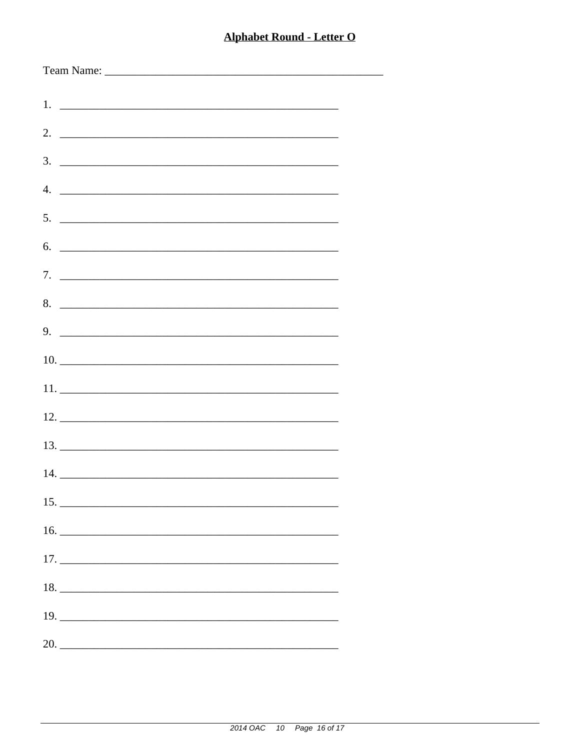**Alphabet Round - Letter O**

Team Name: ______________________________________________

1. ______________________________________________
2. ______________________________________________
3. ______________________________________________
4. ______________________________________________
5. ______________________________________________
6. ______________________________________________
7. ______________________________________________
8. ______________________________________________
9. ______________________________________________
10. ______________________________________________
11. ______________________________________________
12. ______________________________________________
13. ______________________________________________
14. ______________________________________________
15. ______________________________________________
16. ______________________________________________
17. ______________________________________________
18. ______________________________________________
19. ______________________________________________
20. ______________________________________________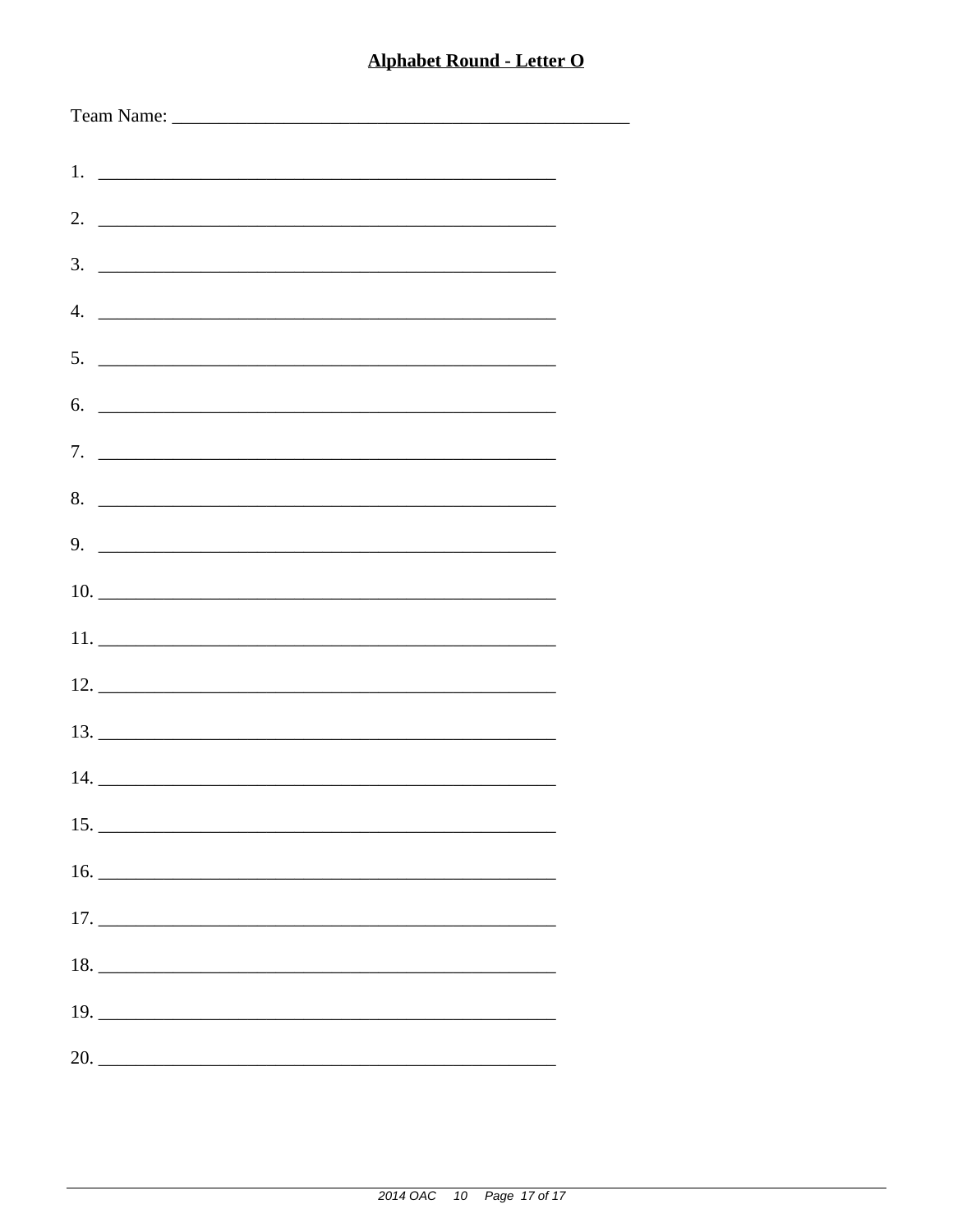**Alphabet Round - Letter O**

Team Name: ___________________________________________________

1. ___________________________________________________
2. ___________________________________________________
3. ___________________________________________________
4. ___________________________________________________
5. ___________________________________________________
6. ___________________________________________________
7. ___________________________________________________
8. ___________________________________________________
9. ___________________________________________________
10. ___________________________________________________
11. ___________________________________________________
12. ___________________________________________________
13. ___________________________________________________
14. ___________________________________________________
15. ___________________________________________________
16. ___________________________________________________
17. ___________________________________________________
18. ___________________________________________________
19. ___________________________________________________
20. ___________________________________________________